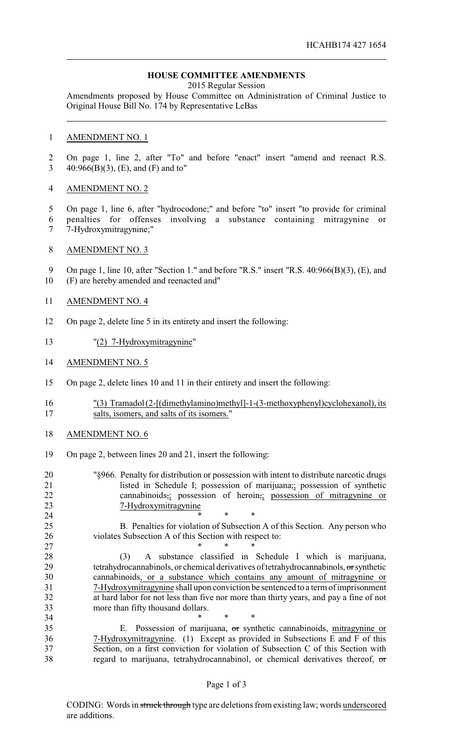## HOUSE COMMITTEE AMENDMENTS

2015 Regular Session

Amendments proposed by House Committee on Administration of Criminal Justice to Original House Bill No. 174 by Representative LeBas

AMENDMENT NO. 1

On page 1, line 2, after "To" and before "enact" insert "amend and reenact R.S. 40:966(B)(3), (E), and (F) and to"

AMENDMENT NO. 2

On page 1, line 6, after "hydrocodone;" and before "to" insert "to provide for criminal penalties for offenses involving a substance containing mitragynine or 7-Hydroxymitragynine;"

AMENDMENT NO. 3

On page 1, line 10, after "Section 1." and before "R.S." insert "R.S. 40:966(B)(3), (E), and (F) are hereby amended and reenacted and"

AMENDMENT NO. 4

On page 2, delete line 5 in its entirety and insert the following:

"(2) 7-Hydroxymitragynine"

AMENDMENT NO. 5

On page 2, delete lines 10 and 11 in their entirety and insert the following:

"(3) Tramadol (2-[(dimethylamino)methyl]-1-(3-methoxyphenyl)cyclohexanol), its salts, isomers, and salts of its isomers."

AMENDMENT NO. 6

On page 2, between lines 20 and 21, insert the following:

"§966. Penalty for distribution or possession with intent to distribute narcotic drugs listed in Schedule I; possession of marijuana,; possession of synthetic cannabinoids,; possession of heroin,; possession of mitragynine or 7-Hydroxymitragynine

\* \* \*

B. Penalties for violation of Subsection A of this Section. Any person who violates Subsection A of this Section with respect to:

\* \* \*

(3) A substance classified in Schedule I which is marijuana, tetrahydrocannabinols, or chemical derivatives of tetrahydrocannabinols, or synthetic cannabinoids, or a substance which contains any amount of mitragynine or 7-Hydroxymitragynine shall upon conviction be sentenced to a term of imprisonment at hard labor for not less than five nor more than thirty years, and pay a fine of not more than fifty thousand dollars.

\* \* \*

E. Possession of marijuana, or synthetic cannabinoids, mitragynine or 7-Hydroxymitragynine. (1) Except as provided in Subsections E and F of this Section, on a first conviction for violation of Subsection C of this Section with regard to marijuana, tetrahydrocannabinol, or chemical derivatives thereof, or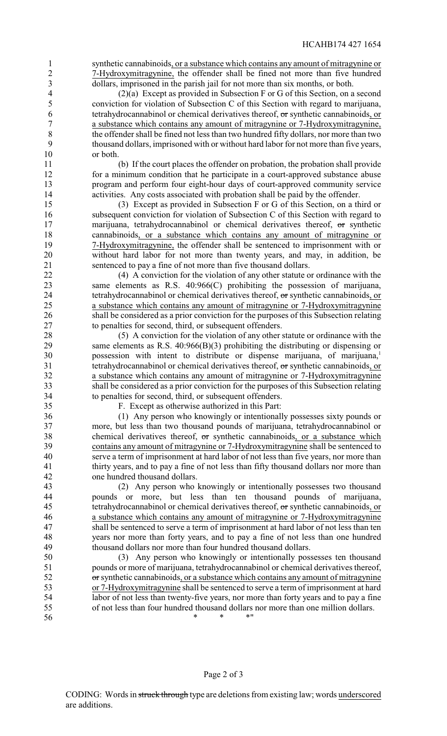synthetic cannabinoids, or a substance which contains any amount of mitragynine or 7-Hydroxymitragynine, the offender shall be fined not more than five hundred dollars, imprisoned in the parish jail for not more than six months, or both.

(2)(a) Except as provided in Subsection F or G of this Section, on a second conviction for violation of Subsection C of this Section with regard to marijuana, tetrahydrocannabinol or chemical derivatives thereof, ~~or~~ synthetic cannabinoids, or a substance which contains any amount of mitragynine or 7-Hydroxymitragynine, the offender shall be fined not less than two hundred fifty dollars, nor more than two thousand dollars, imprisoned with or without hard labor for not more than five years, or both.

(b) If the court places the offender on probation, the probation shall provide for a minimum condition that he participate in a court-approved substance abuse program and perform four eight-hour days of court-approved community service activities. Any costs associated with probation shall be paid by the offender.

(3) Except as provided in Subsection F or G of this Section, on a third or subsequent conviction for violation of Subsection C of this Section with regard to marijuana, tetrahydrocannabinol or chemical derivatives thereof, ~~or~~ synthetic cannabinoids, or a substance which contains any amount of mitragynine or 7-Hydroxymitragynine, the offender shall be sentenced to imprisonment with or without hard labor for not more than twenty years, and may, in addition, be sentenced to pay a fine of not more than five thousand dollars.

(4) A conviction for the violation of any other statute or ordinance with the same elements as R.S. 40:966(C) prohibiting the possession of marijuana, tetrahydrocannabinol or chemical derivatives thereof, ~~or~~ synthetic cannabinoids, or a substance which contains any amount of mitragynine or 7-Hydroxymitragynine shall be considered as a prior conviction for the purposes of this Subsection relating to penalties for second, third, or subsequent offenders.

(5) A conviction for the violation of any other statute or ordinance with the same elements as R.S. 40:966(B)(3) prohibiting the distributing or dispensing or possession with intent to distribute or dispense marijuana, of marijuana,[1] tetrahydrocannabinol or chemical derivatives thereof, ~~or~~ synthetic cannabinoids, or a substance which contains any amount of mitragynine or 7-Hydroxymitragynine shall be considered as a prior conviction for the purposes of this Subsection relating to penalties for second, third, or subsequent offenders.

F. Except as otherwise authorized in this Part:

(1) Any person who knowingly or intentionally possesses sixty pounds or more, but less than two thousand pounds of marijuana, tetrahydrocannabinol or chemical derivatives thereof, ~~or~~ synthetic cannabinoids, or a substance which contains any amount of mitragynine or 7-Hydroxymitragynine shall be sentenced to serve a term of imprisonment at hard labor of not less than five years, nor more than thirty years, and to pay a fine of not less than fifty thousand dollars nor more than one hundred thousand dollars.

(2) Any person who knowingly or intentionally possesses two thousand pounds or more, but less than ten thousand pounds of marijuana, tetrahydrocannabinol or chemical derivatives thereof, ~~or~~ synthetic cannabinoids, or a substance which contains any amount of mitragynine or 7-Hydroxymitragynine shall be sentenced to serve a term of imprisonment at hard labor of not less than ten years nor more than forty years, and to pay a fine of not less than one hundred thousand dollars nor more than four hundred thousand dollars.

(3) Any person who knowingly or intentionally possesses ten thousand pounds or more of marijuana, tetrahydrocannabinol or chemical derivatives thereof, ~~or~~ synthetic cannabinoids, or a substance which contains any amount of mitragynine or 7-Hydroxymitragynine shall be sentenced to serve a term of imprisonment at hard labor of not less than twenty-five years, nor more than forty years and to pay a fine of not less than four hundred thousand dollars nor more than one million dollars.

\* \* \*"

CODING: Words in ~~struck through~~ type are deletions from existing law; words underscored are additions.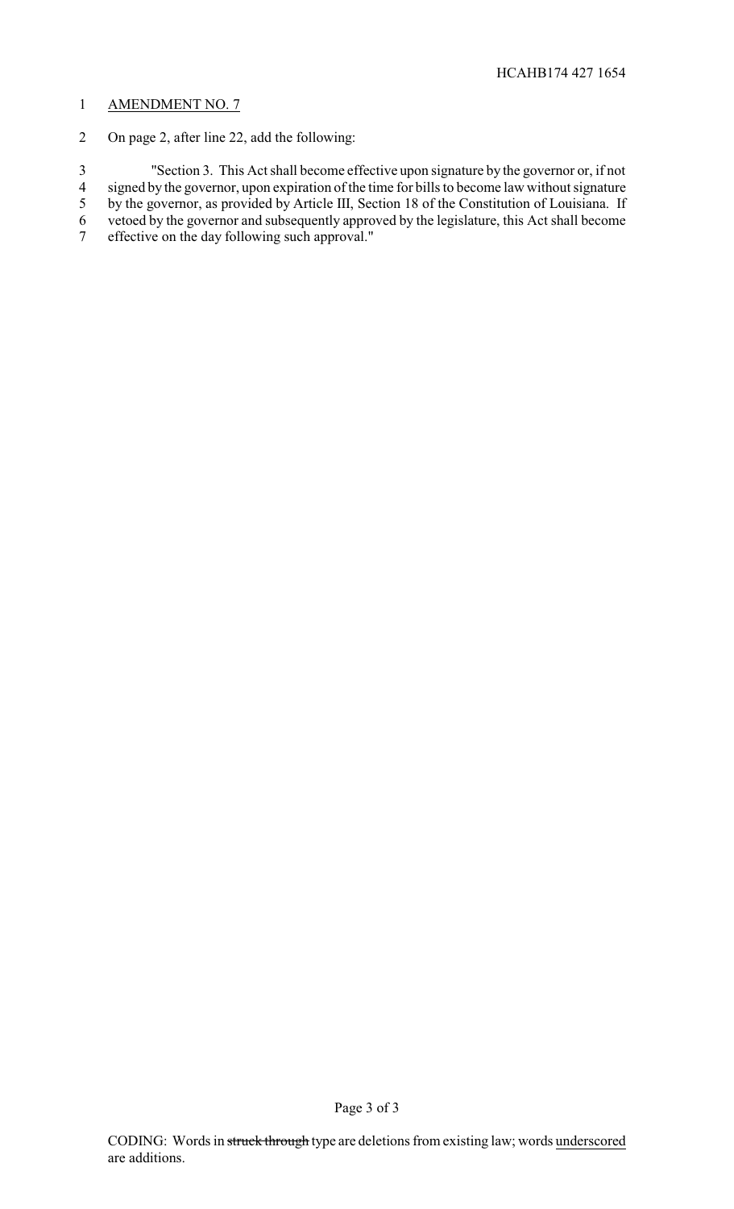<u>AMENDMENT NO. 7</u>

On page 2, after line 22, add the following:

"Section 3. This Act shall become effective upon signature by the governor or, if not signed by the governor, upon expiration of the time for bills to become law without signature by the governor, as provided by Article III, Section 18 of the Constitution of Louisiana. If vetoed by the governor and subsequently approved by the legislature, this Act shall become effective on the day following such approval."

CODING: Words in ~~struck through~~ type are deletions from existing law; words <u>underscored</u> are additions.